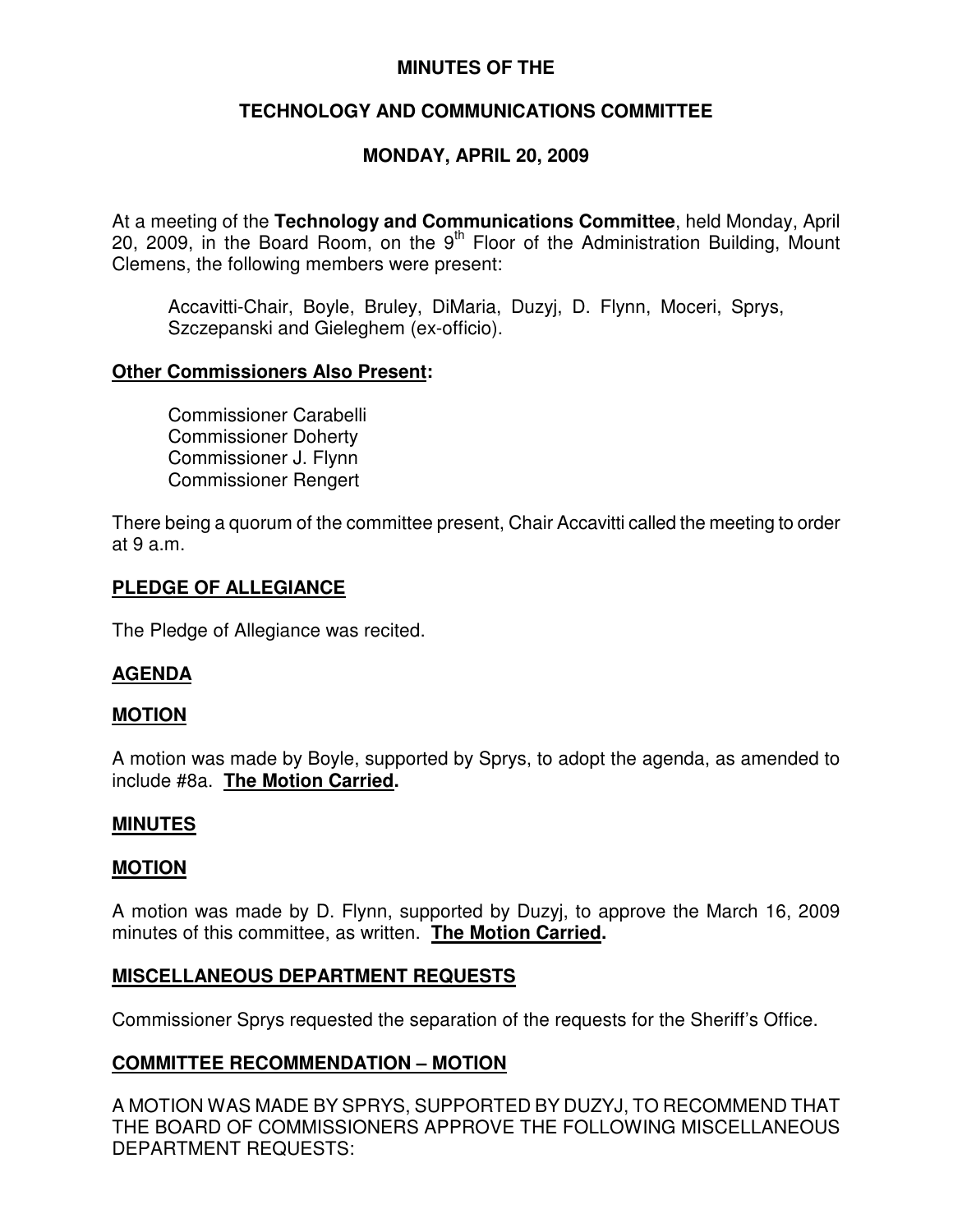**MINUTES OF THE**

**TECHNOLOGY AND COMMUNICATIONS COMMITTEE**

**MONDAY, APRIL 20, 2009**

At a meeting of the **Technology and Communications Committee**, held Monday, April 20, 2009, in the Board Room, on the 9th Floor of the Administration Building, Mount Clemens, the following members were present:

Accavitti-Chair, Boyle, Bruley, DiMaria, Duzyj, D. Flynn, Moceri, Sprys, Szczepanski and Gieleghem (ex-officio).

**Other Commissioners Also Present:**

Commissioner Carabelli
Commissioner Doherty
Commissioner J. Flynn
Commissioner Rengert

There being a quorum of the committee present, Chair Accavitti called the meeting to order at 9 a.m.

**PLEDGE OF ALLEGIANCE**

The Pledge of Allegiance was recited.

**AGENDA**

**MOTION**

A motion was made by Boyle, supported by Sprys, to adopt the agenda, as amended to include #8a. **The Motion Carried.**

**MINUTES**

**MOTION**

A motion was made by D. Flynn, supported by Duzyj, to approve the March 16, 2009 minutes of this committee, as written. **The Motion Carried.**

**MISCELLANEOUS DEPARTMENT REQUESTS**

Commissioner Sprys requested the separation of the requests for the Sheriff's Office.

**COMMITTEE RECOMMENDATION – MOTION**

A MOTION WAS MADE BY SPRYS, SUPPORTED BY DUZYJ, TO RECOMMEND THAT THE BOARD OF COMMISSIONERS APPROVE THE FOLLOWING MISCELLANEOUS DEPARTMENT REQUESTS: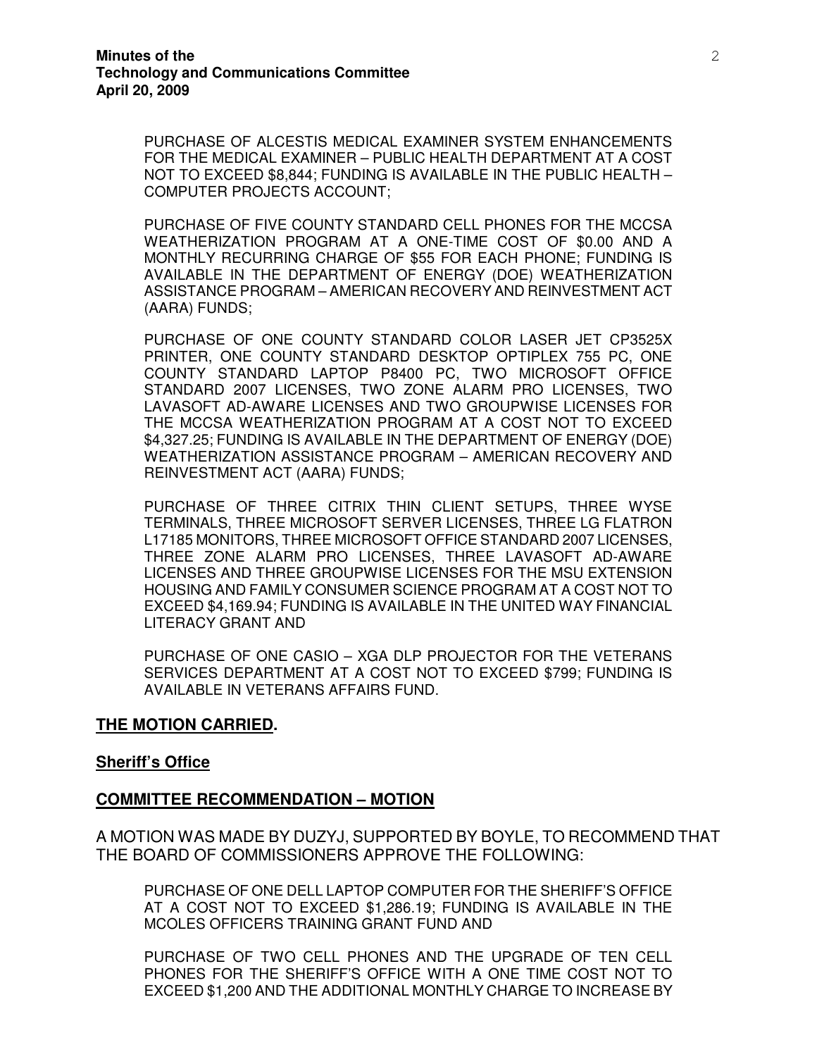PURCHASE OF ALCESTIS MEDICAL EXAMINER SYSTEM ENHANCEMENTS FOR THE MEDICAL EXAMINER – PUBLIC HEALTH DEPARTMENT AT A COST NOT TO EXCEED $8,844; FUNDING IS AVAILABLE IN THE PUBLIC HEALTH – COMPUTER PROJECTS ACCOUNT;

PURCHASE OF FIVE COUNTY STANDARD CELL PHONES FOR THE MCCSA WEATHERIZATION PROGRAM AT A ONE-TIME COST OF $0.00 AND A MONTHLY RECURRING CHARGE OF $55 FOR EACH PHONE; FUNDING IS AVAILABLE IN THE DEPARTMENT OF ENERGY (DOE) WEATHERIZATION ASSISTANCE PROGRAM – AMERICAN RECOVERY AND REINVESTMENT ACT (AARA) FUNDS;

PURCHASE OF ONE COUNTY STANDARD COLOR LASER JET CP3525X PRINTER, ONE COUNTY STANDARD DESKTOP OPTIPLEX 755 PC, ONE COUNTY STANDARD LAPTOP P8400 PC, TWO MICROSOFT OFFICE STANDARD 2007 LICENSES, TWO ZONE ALARM PRO LICENSES, TWO LAVASOFT AD-AWARE LICENSES AND TWO GROUPWISE LICENSES FOR THE MCCSA WEATHERIZATION PROGRAM AT A COST NOT TO EXCEED $4,327.25; FUNDING IS AVAILABLE IN THE DEPARTMENT OF ENERGY (DOE) WEATHERIZATION ASSISTANCE PROGRAM – AMERICAN RECOVERY AND REINVESTMENT ACT (AARA) FUNDS;

PURCHASE OF THREE CITRIX THIN CLIENT SETUPS, THREE WYSE TERMINALS, THREE MICROSOFT SERVER LICENSES, THREE LG FLATRON L17185 MONITORS, THREE MICROSOFT OFFICE STANDARD 2007 LICENSES, THREE ZONE ALARM PRO LICENSES, THREE LAVASOFT AD-AWARE LICENSES AND THREE GROUPWISE LICENSES FOR THE MSU EXTENSION HOUSING AND FAMILY CONSUMER SCIENCE PROGRAM AT A COST NOT TO EXCEED $4,169.94; FUNDING IS AVAILABLE IN THE UNITED WAY FINANCIAL LITERACY GRANT AND

PURCHASE OF ONE CASIO – XGA DLP PROJECTOR FOR THE VETERANS SERVICES DEPARTMENT AT A COST NOT TO EXCEED $799; FUNDING IS AVAILABLE IN VETERANS AFFAIRS FUND.

**THE MOTION CARRIED.**

**Sheriff's Office**

**COMMITTEE RECOMMENDATION – MOTION**

A MOTION WAS MADE BY DUZYJ, SUPPORTED BY BOYLE, TO RECOMMEND THAT THE BOARD OF COMMISSIONERS APPROVE THE FOLLOWING:

PURCHASE OF ONE DELL LAPTOP COMPUTER FOR THE SHERIFF'S OFFICE AT A COST NOT TO EXCEED $1,286.19; FUNDING IS AVAILABLE IN THE MCOLES OFFICERS TRAINING GRANT FUND AND

PURCHASE OF TWO CELL PHONES AND THE UPGRADE OF TEN CELL PHONES FOR THE SHERIFF'S OFFICE WITH A ONE TIME COST NOT TO EXCEED $1,200 AND THE ADDITIONAL MONTHLY CHARGE TO INCREASE BY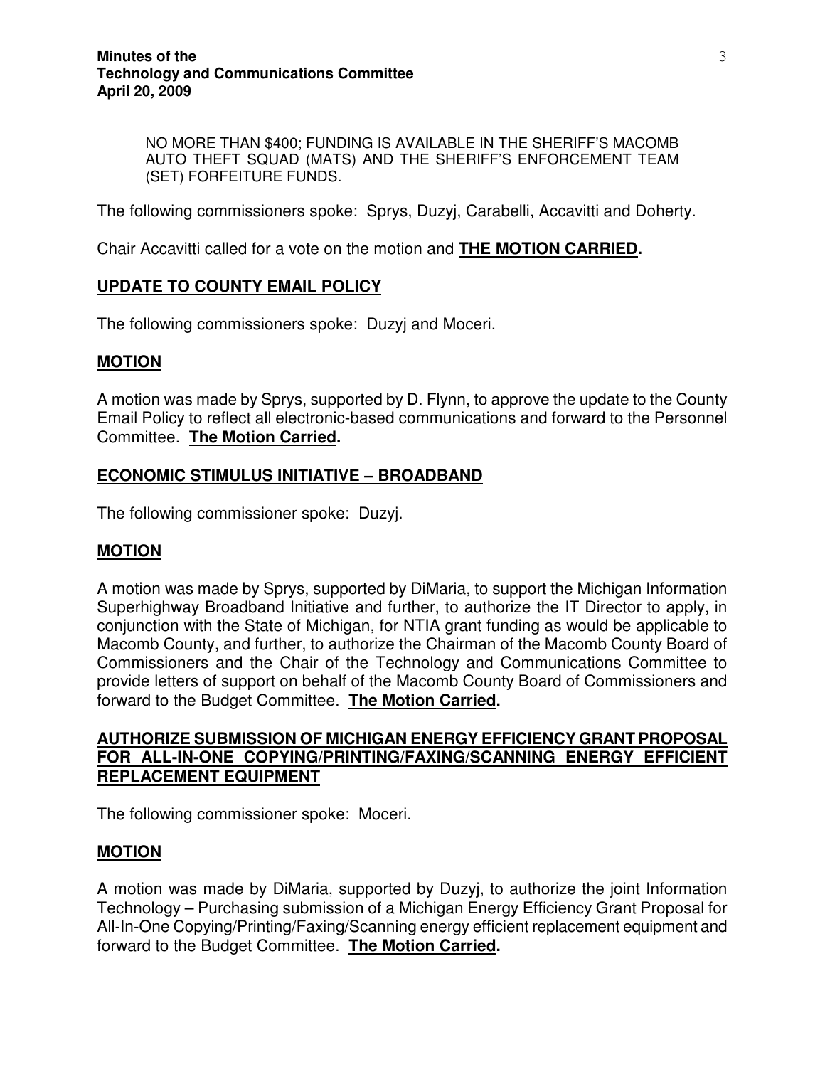NO MORE THAN $400; FUNDING IS AVAILABLE IN THE SHERIFF'S MACOMB AUTO THEFT SQUAD (MATS) AND THE SHERIFF'S ENFORCEMENT TEAM (SET) FORFEITURE FUNDS.

The following commissioners spoke: Sprys, Duzyj, Carabelli, Accavitti and Doherty.

Chair Accavitti called for a vote on the motion and **THE MOTION CARRIED.**

## UPDATE TO COUNTY EMAIL POLICY

The following commissioners spoke: Duzyj and Moceri.

## MOTION

A motion was made by Sprys, supported by D. Flynn, to approve the update to the County Email Policy to reflect all electronic-based communications and forward to the Personnel Committee. **The Motion Carried.**

## ECONOMIC STIMULUS INITIATIVE – BROADBAND

The following commissioner spoke: Duzyj.

## MOTION

A motion was made by Sprys, supported by DiMaria, to support the Michigan Information Superhighway Broadband Initiative and further, to authorize the IT Director to apply, in conjunction with the State of Michigan, for NTIA grant funding as would be applicable to Macomb County, and further, to authorize the Chairman of the Macomb County Board of Commissioners and the Chair of the Technology and Communications Committee to provide letters of support on behalf of the Macomb County Board of Commissioners and forward to the Budget Committee. **The Motion Carried.**

## AUTHORIZE SUBMISSION OF MICHIGAN ENERGY EFFICIENCY GRANT PROPOSAL FOR ALL-IN-ONE COPYING/PRINTING/FAXING/SCANNING ENERGY EFFICIENT REPLACEMENT EQUIPMENT

The following commissioner spoke: Moceri.

## MOTION

A motion was made by DiMaria, supported by Duzyj, to authorize the joint Information Technology – Purchasing submission of a Michigan Energy Efficiency Grant Proposal for All-In-One Copying/Printing/Faxing/Scanning energy efficient replacement equipment and forward to the Budget Committee. **The Motion Carried.**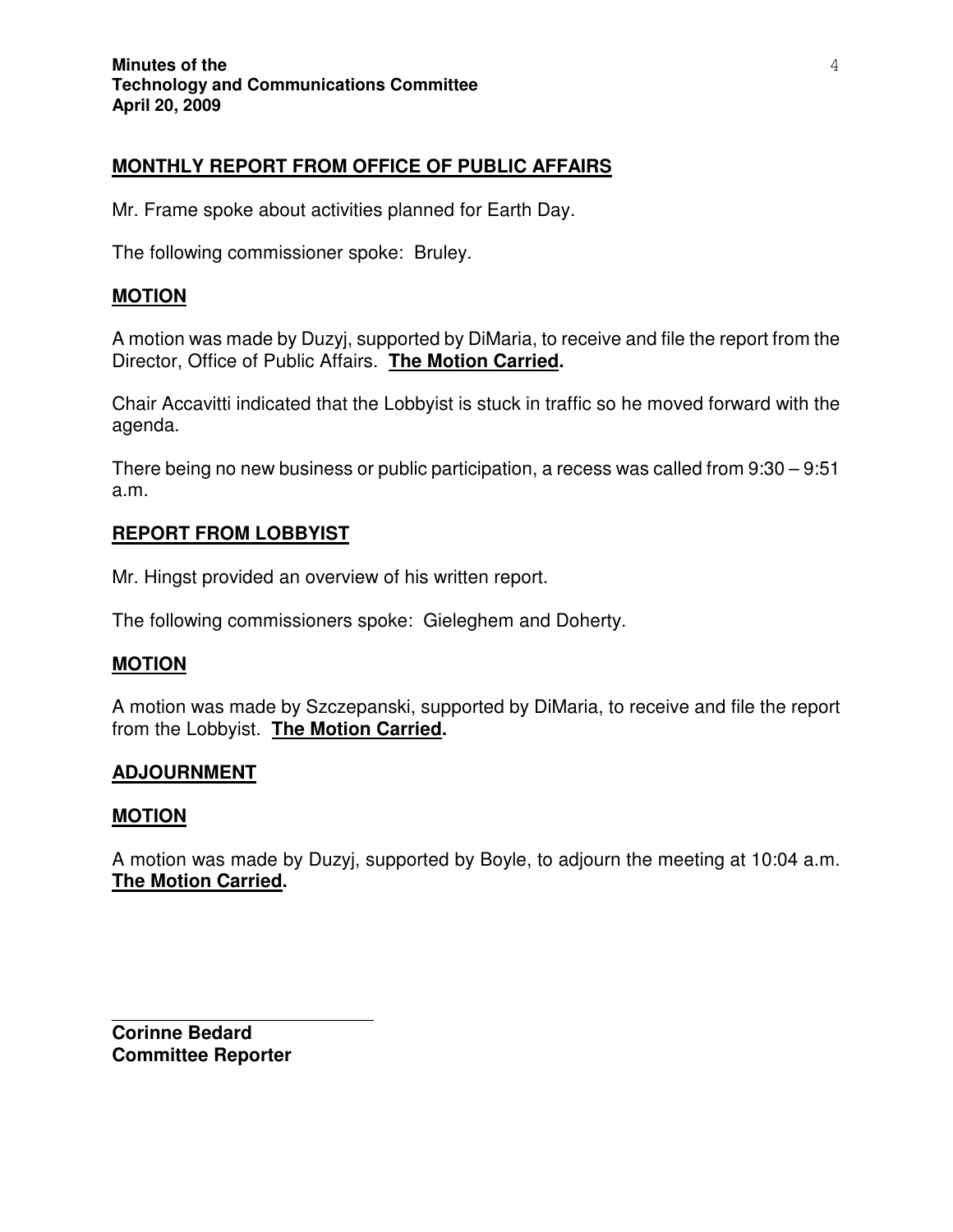## MONTHLY REPORT FROM OFFICE OF PUBLIC AFFAIRS

Mr. Frame spoke about activities planned for Earth Day.

The following commissioner spoke: Bruley.

## MOTION

A motion was made by Duzyj, supported by DiMaria, to receive and file the report from the Director, Office of Public Affairs. **The Motion Carried.**

Chair Accavitti indicated that the Lobbyist is stuck in traffic so he moved forward with the agenda.

There being no new business or public participation, a recess was called from 9:30 – 9:51 a.m.

## REPORT FROM LOBBYIST

Mr. Hingst provided an overview of his written report.

The following commissioners spoke: Gieleghem and Doherty.

## MOTION

A motion was made by Szczepanski, supported by DiMaria, to receive and file the report from the Lobbyist. **The Motion Carried.**

## ADJOURNMENT

## MOTION

A motion was made by Duzyj, supported by Boyle, to adjourn the meeting at 10:04 a.m. **The Motion Carried.**

\_\_\_\_\_\_\_\_\_\_\_\_\_\_\_\_\_\_\_\_\_\_\_\_\_\_

**Corinne Bedard**
**Committee Reporter**